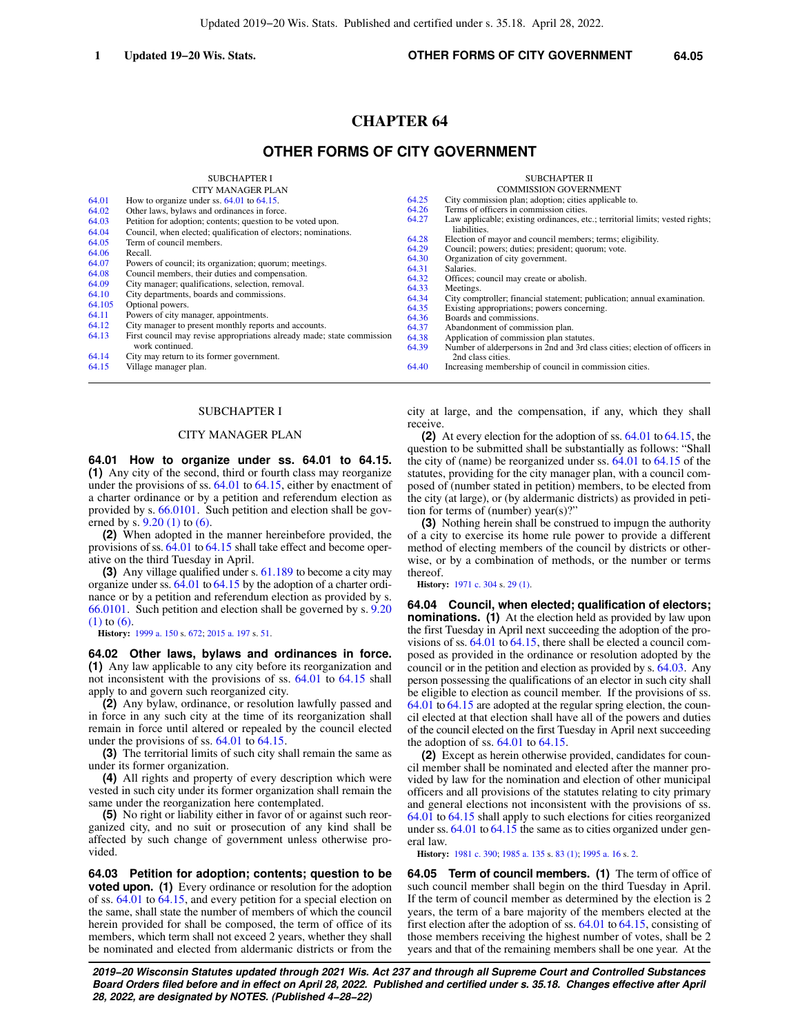# CHAPTER 64

## OTHER FORMS OF CITY GOVERNMENT

SUBCHAPTER I
CITY MANAGER PLAN

| | |
|---|---|
| 64.01 | How to organize under ss. 64.01 to 64.15. |
| 64.02 | Other laws, bylaws and ordinances in force. |
| 64.03 | Petition for adoption; contents; question to be voted upon. |
| 64.04 | Council, when elected; qualification of electors; nominations. |
| 64.05 | Term of council members. |
| 64.06 | Recall. |
| 64.07 | Powers of council; its organization; quorum; meetings. |
| 64.08 | Council members, their duties and compensation. |
| 64.09 | City manager; qualifications, selection, removal. |
| 64.10 | City departments, boards and commissions. |
| 64.105 | Optional powers. |
| 64.11 | Powers of city manager, appointments. |
| 64.12 | City manager to present monthly reports and accounts. |
| 64.13 | First council may revise appropriations already made; state commission work continued. |
| 64.14 | City may return to its former government. |
| 64.15 | Village manager plan. |

SUBCHAPTER II
COMMISSION GOVERNMENT

| | |
|---|---|
| 64.25 | City commission plan; adoption; cities applicable to. |
| 64.26 | Terms of officers in commission cities. |
| 64.27 | Law applicable; existing ordinances, etc.; territorial limits; vested rights; liabilities. |
| 64.28 | Election of mayor and council members; terms; eligibility. |
| 64.29 | Council; powers; duties; president; quorum; vote. |
| 64.30 | Organization of city government. |
| 64.31 | Salaries. |
| 64.32 | Offices; council may create or abolish. |
| 64.33 | Meetings. |
| 64.34 | City comptroller; financial statement; publication; annual examination. |
| 64.35 | Existing appropriations; powers concerning. |
| 64.36 | Boards and commissions. |
| 64.37 | Abandonment of commission plan. |
| 64.38 | Application of commission plan statutes. |
| 64.39 | Number of alderpersons in 2nd and 3rd class cities; election of officers in 2nd class cities. |
| 64.40 | Increasing membership of council in commission cities. |

SUBCHAPTER I

CITY MANAGER PLAN

**64.01 How to organize under ss. 64.01 to 64.15. (1)** Any city of the second, third or fourth class may reorganize under the provisions of ss. 64.01 to 64.15, either by enactment of a charter ordinance or by a petition and referendum election as provided by s. 66.0101. Such petition and election shall be governed by s. 9.20 (1) to (6).

**(2)** When adopted in the manner hereinbefore provided, the provisions of ss. 64.01 to 64.15 shall take effect and become operative on the third Tuesday in April.

**(3)** Any village qualified under s. 61.189 to become a city may organize under ss. 64.01 to 64.15 by the adoption of a charter ordinance or by a petition and referendum election as provided by s. 66.0101. Such petition and election shall be governed by s. 9.20 (1) to (6).

**History:** 1999 a. 150 s. 672; 2015 a. 197 s. 51.

**64.02 Other laws, bylaws and ordinances in force. (1)** Any law applicable to any city before its reorganization and not inconsistent with the provisions of ss. 64.01 to 64.15 shall apply to and govern such reorganized city.

**(2)** Any bylaw, ordinance, or resolution lawfully passed and in force in any such city at the time of its reorganization shall remain in force until altered or repealed by the council elected under the provisions of ss. 64.01 to 64.15.

**(3)** The territorial limits of such city shall remain the same as under its former organization.

**(4)** All rights and property of every description which were vested in such city under its former organization shall remain the same under the reorganization here contemplated.

**(5)** No right or liability either in favor of or against such reorganized city, and no suit or prosecution of any kind shall be affected by such change of government unless otherwise provided.

**64.03 Petition for adoption; contents; question to be voted upon. (1)** Every ordinance or resolution for the adoption of ss. 64.01 to 64.15, and every petition for a special election on the same, shall state the number of members of which the council herein provided for shall be composed, the term of office of its members, which term shall not exceed 2 years, whether they shall be nominated and elected from aldermanic districts or from the city at large, and the compensation, if any, which they shall receive.

**(2)** At every election for the adoption of ss. 64.01 to 64.15, the question to be submitted shall be substantially as follows: "Shall the city of (name) be reorganized under ss. 64.01 to 64.15 of the statutes, providing for the city manager plan, with a council composed of (number stated in petition) members, to be elected from the city (at large), or (by aldermanic districts) as provided in petition for terms of (number) year(s)?"

**(3)** Nothing herein shall be construed to impugn the authority of a city to exercise its home rule power to provide a different method of electing members of the council by districts or otherwise, or by a combination of methods, or the number or terms thereof.

**History:** 1971 c. 304 s. 29 (1).

**64.04 Council, when elected; qualification of electors; nominations. (1)** At the election held as provided by law upon the first Tuesday in April next succeeding the adoption of the provisions of ss. 64.01 to 64.15, there shall be elected a council composed as provided in the ordinance or resolution adopted by the council or in the petition and election as provided by s. 64.03. Any person possessing the qualifications of an elector in such city shall be eligible to election as council member. If the provisions of ss. 64.01 to 64.15 are adopted at the regular spring election, the council elected at that election shall have all of the powers and duties of the council elected on the first Tuesday in April next succeeding the adoption of ss. 64.01 to 64.15.

**(2)** Except as herein otherwise provided, candidates for council member shall be nominated and elected after the manner provided by law for the nomination and election of other municipal officers and all provisions of the statutes relating to city primary and general elections not inconsistent with the provisions of ss. 64.01 to 64.15 shall apply to such elections for cities reorganized under ss. 64.01 to 64.15 the same as to cities organized under general law.

**History:** 1981 c. 390; 1985 a. 135 s. 83 (1); 1995 a. 16 s. 2.

**64.05 Term of council members. (1)** The term of office of such council member shall begin on the third Tuesday in April. If the term of council member as determined by the election is 2 years, the term of a bare majority of the members elected at the first election after the adoption of ss. 64.01 to 64.15, consisting of those members receiving the highest number of votes, shall be 2 years and that of the remaining members shall be one year. At the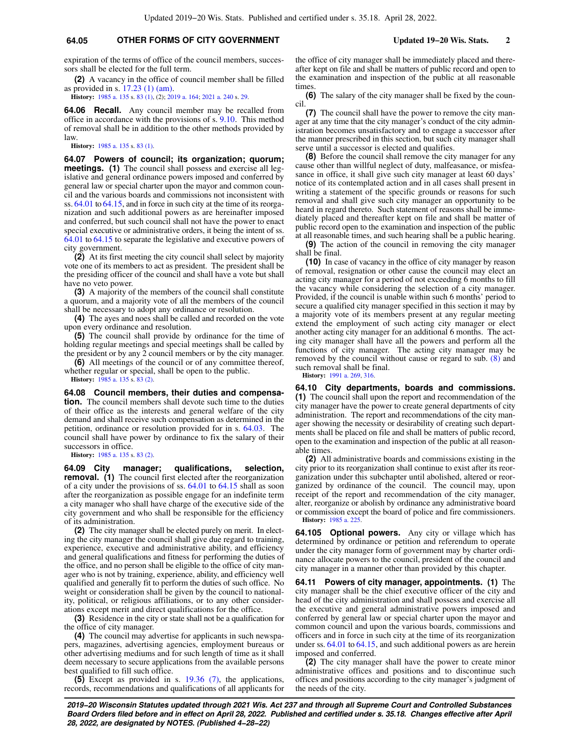expiration of the terms of office of the council members, successors shall be elected for the full term.

**(2)** A vacancy in the office of council member shall be filled as provided in s. 17.23 (1) (am).

**History:** 1985 a. 135 s. 83 (1), (2); 2019 a. 164; 2021 a. 240 s. 29.

**64.06 Recall.** Any council member may be recalled from office in accordance with the provisions of s. 9.10. This method of removal shall be in addition to the other methods provided by law.

**History:** 1985 a. 135 s. 83 (1).

**64.07 Powers of council; its organization; quorum; meetings.** **(1)** The council shall possess and exercise all legislative and general ordinance powers imposed and conferred by general law or special charter upon the mayor and common council and the various boards and commissions not inconsistent with ss. 64.01 to 64.15, and in force in such city at the time of its reorganization and such additional powers as are hereinafter imposed and conferred, but such council shall not have the power to enact special executive or administrative orders, it being the intent of ss. 64.01 to 64.15 to separate the legislative and executive powers of city government.

**(2)** At its first meeting the city council shall select by majority vote one of its members to act as president. The president shall be the presiding officer of the council and shall have a vote but shall have no veto power.

**(3)** A majority of the members of the council shall constitute a quorum, and a majority vote of all the members of the council shall be necessary to adopt any ordinance or resolution.

**(4)** The ayes and noes shall be called and recorded on the vote upon every ordinance and resolution.

**(5)** The council shall provide by ordinance for the time of holding regular meetings and special meetings shall be called by the president or by any 2 council members or by the city manager.

**(6)** All meetings of the council or of any committee thereof, whether regular or special, shall be open to the public.

**History:** 1985 a. 135 s. 83 (2).

**64.08 Council members, their duties and compensation.** The council members shall devote such time to the duties of their office as the interests and general welfare of the city demand and shall receive such compensation as determined in the petition, ordinance or resolution provided for in s. 64.03. The council shall have power by ordinance to fix the salary of their successors in office.

**History:** 1985 a. 135 s. 83 (2).

**64.09 City manager; qualifications, selection, removal.** **(1)** The council first elected after the reorganization of a city under the provisions of ss. 64.01 to 64.15 shall as soon after the reorganization as possible engage for an indefinite term a city manager who shall have charge of the executive side of the city government and who shall be responsible for the efficiency of its administration.

**(2)** The city manager shall be elected purely on merit. In electing the city manager the council shall give due regard to training, experience, executive and administrative ability, and efficiency and general qualifications and fitness for performing the duties of the office, and no person shall be eligible to the office of city manager who is not by training, experience, ability, and efficiency well qualified and generally fit to perform the duties of such office. No weight or consideration shall be given by the council to nationality, political, or religious affiliations, or to any other considerations except merit and direct qualifications for the office.

**(3)** Residence in the city or state shall not be a qualification for the office of city manager.

**(4)** The council may advertise for applicants in such newspapers, magazines, advertising agencies, employment bureaus or other advertising mediums and for such length of time as it shall deem necessary to secure applications from the available persons best qualified to fill such office.

**(5)** Except as provided in s. 19.36 (7), the applications, records, recommendations and qualifications of all applicants for the office of city manager shall be immediately placed and thereafter kept on file and shall be matters of public record and open to the examination and inspection of the public at all reasonable times.

**(6)** The salary of the city manager shall be fixed by the council.

**(7)** The council shall have the power to remove the city manager at any time that the city manager's conduct of the city administration becomes unsatisfactory and to engage a successor after the manner prescribed in this section, but such city manager shall serve until a successor is elected and qualifies.

**(8)** Before the council shall remove the city manager for any cause other than willful neglect of duty, malfeasance, or misfeasance in office, it shall give such city manager at least 60 days' notice of its contemplated action and in all cases shall present in writing a statement of the specific grounds or reasons for such removal and shall give such city manager an opportunity to be heard in regard thereto. Such statement of reasons shall be immediately placed and thereafter kept on file and shall be matter of public record open to the examination and inspection of the public at all reasonable times, and such hearing shall be a public hearing.

**(9)** The action of the council in removing the city manager shall be final.

**(10)** In case of vacancy in the office of city manager by reason of removal, resignation or other cause the council may elect an acting city manager for a period of not exceeding 6 months to fill the vacancy while considering the selection of a city manager. Provided, if the council is unable within such 6 months' period to secure a qualified city manager specified in this section it may by a majority vote of its members present at any regular meeting extend the employment of such acting city manager or elect another acting city manager for an additional 6 months. The acting city manager shall have all the powers and perform all the functions of city manager. The acting city manager may be removed by the council without cause or regard to sub. (8) and such removal shall be final.

**History:** 1991 a. 269, 316.

**64.10 City departments, boards and commissions.** **(1)** The council shall upon the report and recommendation of the city manager have the power to create general departments of city administration. The report and recommendations of the city manager showing the necessity or desirability of creating such departments shall be placed on file and shall be matters of public record, open to the examination and inspection of the public at all reasonable times.

**(2)** All administrative boards and commissions existing in the city prior to its reorganization shall continue to exist after its reorganization under this subchapter until abolished, altered or reorganized by ordinance of the council. The council may, upon receipt of the report and recommendation of the city manager, alter, reorganize or abolish by ordinance any administrative board or commission except the board of police and fire commissioners.

**History:** 1985 a. 225.

**64.105 Optional powers.** Any city or village which has determined by ordinance or petition and referendum to operate under the city manager form of government may by charter ordinance allocate powers to the council, president of the council and city manager in a manner other than provided by this chapter.

**64.11 Powers of city manager, appointments.** **(1)** The city manager shall be the chief executive officer of the city and head of the city administration and shall possess and exercise all the executive and general administrative powers imposed and conferred by general law or special charter upon the mayor and common council and upon the various boards, commissions and officers and in force in such city at the time of its reorganization under ss. 64.01 to 64.15, and such additional powers as are herein imposed and conferred.

**(2)** The city manager shall have the power to create minor administrative offices and positions and to discontinue such offices and positions according to the city manager's judgment of the needs of the city.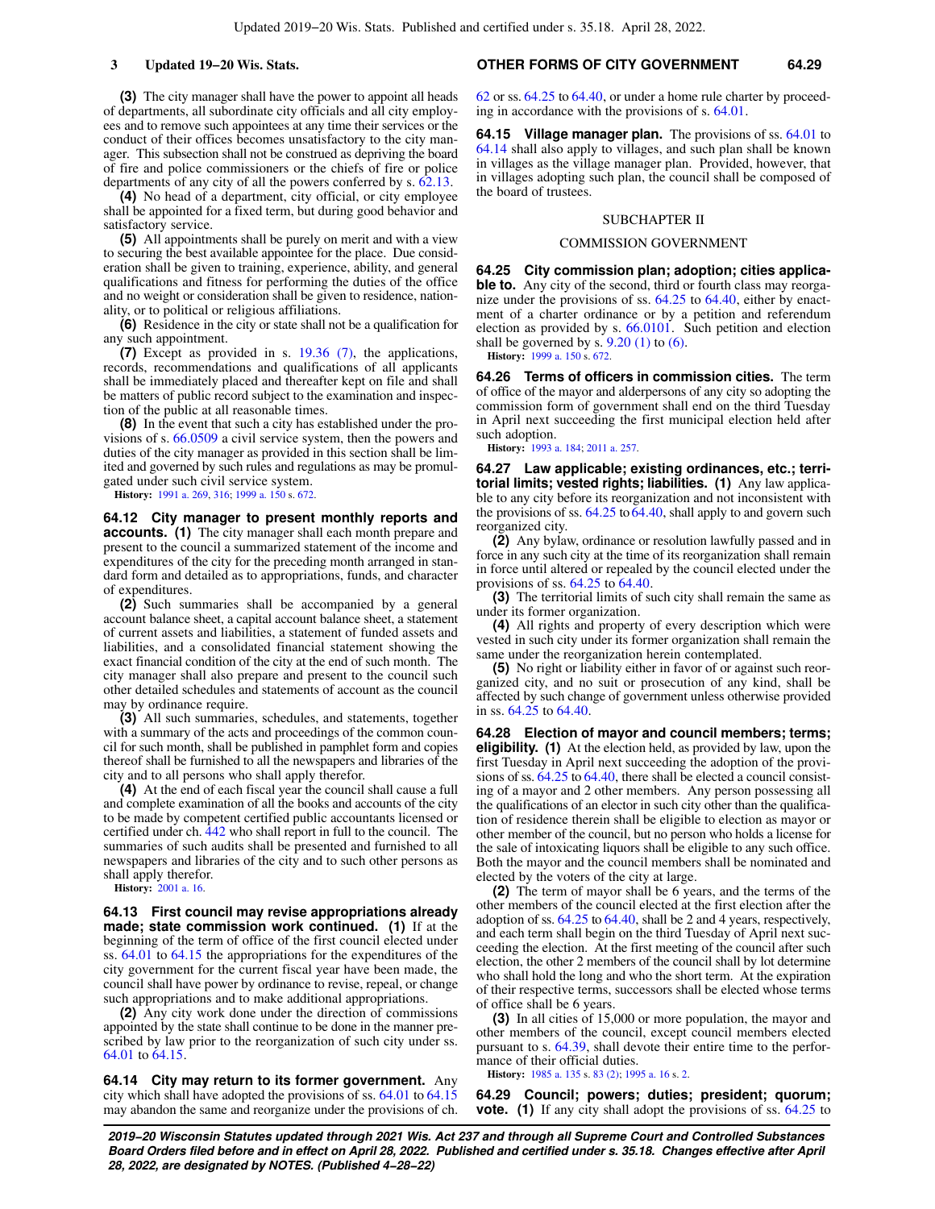**(3)** The city manager shall have the power to appoint all heads of departments, all subordinate city officials and all city employees and to remove such appointees at any time their services or the conduct of their offices becomes unsatisfactory to the city manager. This subsection shall not be construed as depriving the board of fire and police commissioners or the chiefs of fire or police departments of any city of all the powers conferred by s. 62.13.

**(4)** No head of a department, city official, or city employee shall be appointed for a fixed term, but during good behavior and satisfactory service.

**(5)** All appointments shall be purely on merit and with a view to securing the best available appointee for the place. Due consideration shall be given to training, experience, ability, and general qualifications and fitness for performing the duties of the office and no weight or consideration shall be given to residence, nationality, or to political or religious affiliations.

**(6)** Residence in the city or state shall not be a qualification for any such appointment.

**(7)** Except as provided in s. 19.36 (7), the applications, records, recommendations and qualifications of all applicants shall be immediately placed and thereafter kept on file and shall be matters of public record subject to the examination and inspection of the public at all reasonable times.

**(8)** In the event that such a city has established under the provisions of s. 66.0509 a civil service system, then the powers and duties of the city manager as provided in this section shall be limited and governed by such rules and regulations as may be promulgated under such civil service system.

**History:** 1991 a. 269, 316; 1999 a. 150 s. 672.

**64.12 City manager to present monthly reports and accounts. (1)** The city manager shall each month prepare and present to the council a summarized statement of the income and expenditures of the city for the preceding month arranged in standard form and detailed as to appropriations, funds, and character of expenditures.

**(2)** Such summaries shall be accompanied by a general account balance sheet, a capital account balance sheet, a statement of current assets and liabilities, a statement of funded assets and liabilities, and a consolidated financial statement showing the exact financial condition of the city at the end of such month. The city manager shall also prepare and present to the council such other detailed schedules and statements of account as the council may by ordinance require.

**(3)** All such summaries, schedules, and statements, together with a summary of the acts and proceedings of the common council for such month, shall be published in pamphlet form and copies thereof shall be furnished to all the newspapers and libraries of the city and to all persons who shall apply therefor.

**(4)** At the end of each fiscal year the council shall cause a full and complete examination of all the books and accounts of the city to be made by competent certified public accountants licensed or certified under ch. 442 who shall report in full to the council. The summaries of such audits shall be presented and furnished to all newspapers and libraries of the city and to such other persons as shall apply therefor.

**History:** 2001 a. 16.

**64.13 First council may revise appropriations already made; state commission work continued. (1)** If at the beginning of the term of office of the first council elected under ss. 64.01 to 64.15 the appropriations for the expenditures of the city government for the current fiscal year have been made, the council shall have power by ordinance to revise, repeal, or change such appropriations and to make additional appropriations.

**(2)** Any city work done under the direction of commissions appointed by the state shall continue to be done in the manner prescribed by law prior to the reorganization of such city under ss. 64.01 to 64.15.

**64.14 City may return to its former government.** Any city which shall have adopted the provisions of ss. 64.01 to 64.15 may abandon the same and reorganize under the provisions of ch. 62 or ss. 64.25 to 64.40, or under a home rule charter by proceeding in accordance with the provisions of s. 64.01.

**64.15 Village manager plan.** The provisions of ss. 64.01 to 64.14 shall also apply to villages, and such plan shall be known in villages as the village manager plan. Provided, however, that in villages adopting such plan, the council shall be composed of the board of trustees.

## SUBCHAPTER II

## COMMISSION GOVERNMENT

**64.25 City commission plan; adoption; cities applicable to.** Any city of the second, third or fourth class may reorganize under the provisions of ss. 64.25 to 64.40, either by enactment of a charter ordinance or by a petition and referendum election as provided by s. 66.0101. Such petition and election shall be governed by s. 9.20 (1) to (6).

**History:** 1999 a. 150 s. 672.

**64.26 Terms of officers in commission cities.** The term of office of the mayor and alderpersons of any city so adopting the commission form of government shall end on the third Tuesday in April next succeeding the first municipal election held after such adoption.

**History:** 1993 a. 184; 2011 a. 257.

**64.27 Law applicable; existing ordinances, etc.; territorial limits; vested rights; liabilities. (1)** Any law applicable to any city before its reorganization and not inconsistent with the provisions of ss. 64.25 to 64.40, shall apply to and govern such reorganized city.

**(2)** Any bylaw, ordinance or resolution lawfully passed and in force in any such city at the time of its reorganization shall remain in force until altered or repealed by the council elected under the provisions of ss. 64.25 to 64.40.

**(3)** The territorial limits of such city shall remain the same as under its former organization.

**(4)** All rights and property of every description which were vested in such city under its former organization shall remain the same under the reorganization herein contemplated.

**(5)** No right or liability either in favor of or against such reorganized city, and no suit or prosecution of any kind, shall be affected by such change of government unless otherwise provided in ss. 64.25 to 64.40.

**64.28 Election of mayor and council members; terms; eligibility. (1)** At the election held, as provided by law, upon the first Tuesday in April next succeeding the adoption of the provisions of ss. 64.25 to 64.40, there shall be elected a council consisting of a mayor and 2 other members. Any person possessing all the qualifications of an elector in such city other than the qualification of residence therein shall be eligible to election as mayor or other member of the council, but no person who holds a license for the sale of intoxicating liquors shall be eligible to any such office. Both the mayor and the council members shall be nominated and elected by the voters of the city at large.

**(2)** The term of mayor shall be 6 years, and the terms of the other members of the council elected at the first election after the adoption of ss. 64.25 to 64.40, shall be 2 and 4 years, respectively, and each term shall begin on the third Tuesday of April next succeeding the election. At the first meeting of the council after such election, the other 2 members of the council shall by lot determine who shall hold the long and who the short term. At the expiration of their respective terms, successors shall be elected whose terms of office shall be 6 years.

**(3)** In all cities of 15,000 or more population, the mayor and other members of the council, except council members elected pursuant to s. 64.39, shall devote their entire time to the performance of their official duties.

**History:** 1985 a. 135 s. 83 (2); 1995 a. 16 s. 2.

**64.29 Council; powers; duties; president; quorum; vote. (1)** If any city shall adopt the provisions of ss. 64.25 to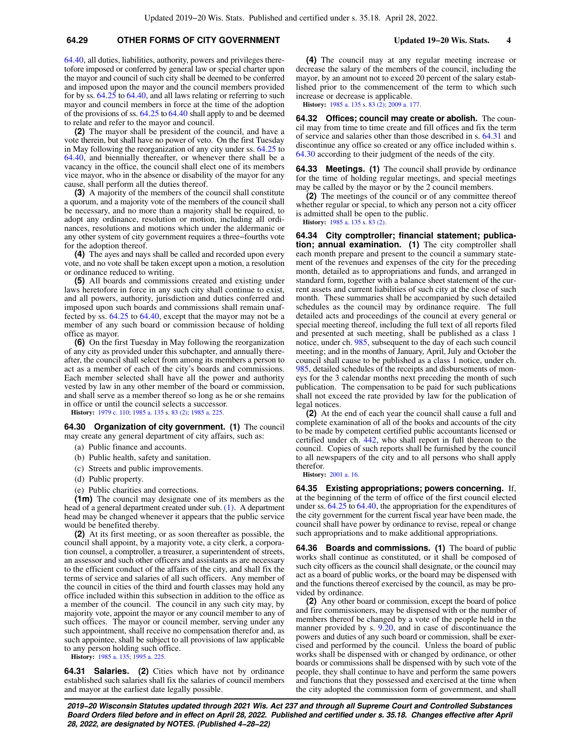64.40, all duties, liabilities, authority, powers and privileges theretofore imposed or conferred by general law or special charter upon the mayor and council of such city shall be deemed to be conferred and imposed upon the mayor and the council members provided for by ss. 64.25 to 64.40, and all laws relating or referring to such mayor and council members in force at the time of the adoption of the provisions of ss. 64.25 to 64.40 shall apply to and be deemed to relate and refer to the mayor and council.

**(2)** The mayor shall be president of the council, and have a vote therein, but shall have no power of veto. On the first Tuesday in May following the reorganization of any city under ss. 64.25 to 64.40, and biennially thereafter, or whenever there shall be a vacancy in the office, the council shall elect one of its members vice mayor, who in the absence or disability of the mayor for any cause, shall perform all the duties thereof.

**(3)** A majority of the members of the council shall constitute a quorum, and a majority vote of the members of the council shall be necessary, and no more than a majority shall be required, to adopt any ordinance, resolution or motion, including all ordinances, resolutions and motions which under the aldermanic or any other system of city government requires a three−fourths vote for the adoption thereof.

**(4)** The ayes and nays shall be called and recorded upon every vote, and no vote shall be taken except upon a motion, a resolution or ordinance reduced to writing.

**(5)** All boards and commissions created and existing under laws heretofore in force in any such city shall continue to exist, and all powers, authority, jurisdiction and duties conferred and imposed upon such boards and commissions shall remain unaffected by ss. 64.25 to 64.40, except that the mayor may not be a member of any such board or commission because of holding office as mayor.

**(6)** On the first Tuesday in May following the reorganization of any city as provided under this subchapter, and annually thereafter, the council shall select from among its members a person to act as a member of each of the city's boards and commissions. Each member selected shall have all the power and authority vested by law in any other member of the board or commission, and shall serve as a member thereof so long as he or she remains in office or until the council selects a successor.

**History:** 1979 c. 110; 1985 a. 135 s. 83 (2); 1985 a. 225.

**64.30 Organization of city government. (1)** The council may create any general department of city affairs, such as:

(a) Public finance and accounts.

(b) Public health, safety and sanitation.

(c) Streets and public improvements.

(d) Public property.

(e) Public charities and corrections.

**(1m)** The council may designate one of its members as the head of a general department created under sub. (1). A department head may be changed whenever it appears that the public service would be benefited thereby.

**(2)** At its first meeting, or as soon thereafter as possible, the council shall appoint, by a majority vote, a city clerk, a corporation counsel, a comptroller, a treasurer, a superintendent of streets, an assessor and such other officers and assistants as are necessary to the efficient conduct of the affairs of the city, and shall fix the terms of service and salaries of all such officers. Any member of the council in cities of the third and fourth classes may hold any office included within this subsection in addition to the office as a member of the council. The council in any such city may, by majority vote, appoint the mayor or any council member to any of such offices. The mayor or council member, serving under any such appointment, shall receive no compensation therefor and, as such appointee, shall be subject to all provisions of law applicable to any person holding such office.

**History:** 1985 a. 135; 1995 a. 225.

**64.31 Salaries. (2)** Cities which have not by ordinance established such salaries shall fix the salaries of council members and mayor at the earliest date legally possible.

**(4)** The council may at any regular meeting increase or decrease the salary of the members of the council, including the mayor, by an amount not to exceed 20 percent of the salary established prior to the commencement of the term to which such increase or decrease is applicable.

**History:** 1985 a. 135 s. 83 (2); 2009 a. 177.

**64.32 Offices; council may create or abolish.** The council may from time to time create and fill offices and fix the term of service and salaries other than those described in s. 64.31 and discontinue any office so created or any office included within s. 64.30 according to their judgment of the needs of the city.

**64.33 Meetings. (1)** The council shall provide by ordinance for the time of holding regular meetings, and special meetings may be called by the mayor or by the 2 council members.

**(2)** The meetings of the council or of any committee thereof whether regular or special, to which any person not a city officer is admitted shall be open to the public.

**History:** 1985 a. 135 s. 83 (2).

**64.34 City comptroller; financial statement; publication; annual examination. (1)** The city comptroller shall each month prepare and present to the council a summary statement of the revenues and expenses of the city for the preceding month, detailed as to appropriations and funds, and arranged in standard form, together with a balance sheet statement of the current assets and current liabilities of such city at the close of such month. These summaries shall be accompanied by such detailed schedules as the council may by ordinance require. The full detailed acts and proceedings of the council at every general or special meeting thereof, including the full text of all reports filed and presented at such meeting, shall be published as a class 1 notice, under ch. 985, subsequent to the day of each such council meeting; and in the months of January, April, July and October the council shall cause to be published as a class 1 notice, under ch. 985, detailed schedules of the receipts and disbursements of moneys for the 3 calendar months next preceding the month of such publication. The compensation to be paid for such publications shall not exceed the rate provided by law for the publication of legal notices.

**(2)** At the end of each year the council shall cause a full and complete examination of all of the books and accounts of the city to be made by competent certified public accountants licensed or certified under ch. 442, who shall report in full thereon to the council. Copies of such reports shall be furnished by the council to all newspapers of the city and to all persons who shall apply therefor.

**History:** 2001 a. 16.

**64.35 Existing appropriations; powers concerning.** If, at the beginning of the term of office of the first council elected under ss. 64.25 to 64.40, the appropriation for the expenditures of the city government for the current fiscal year have been made, the council shall have power by ordinance to revise, repeal or change such appropriations and to make additional appropriations.

**64.36 Boards and commissions. (1)** The board of public works shall continue as constituted, or it shall be composed of such city officers as the council shall designate, or the council may act as a board of public works, or the board may be dispensed with and the functions thereof exercised by the council, as may be provided by ordinance.

**(2)** Any other board or commission, except the board of police and fire commissioners, may be dispensed with or the number of members thereof be changed by a vote of the people held in the manner provided by s. 9.20, and in case of discontinuance the powers and duties of any such board or commission, shall be exercised and performed by the council. Unless the board of public works shall be dispensed with or changed by ordinance, or other boards or commissions shall be dispensed with by such vote of the people, they shall continue to have and perform the same powers and functions that they possessed and exercised at the time when the city adopted the commission form of government, and shall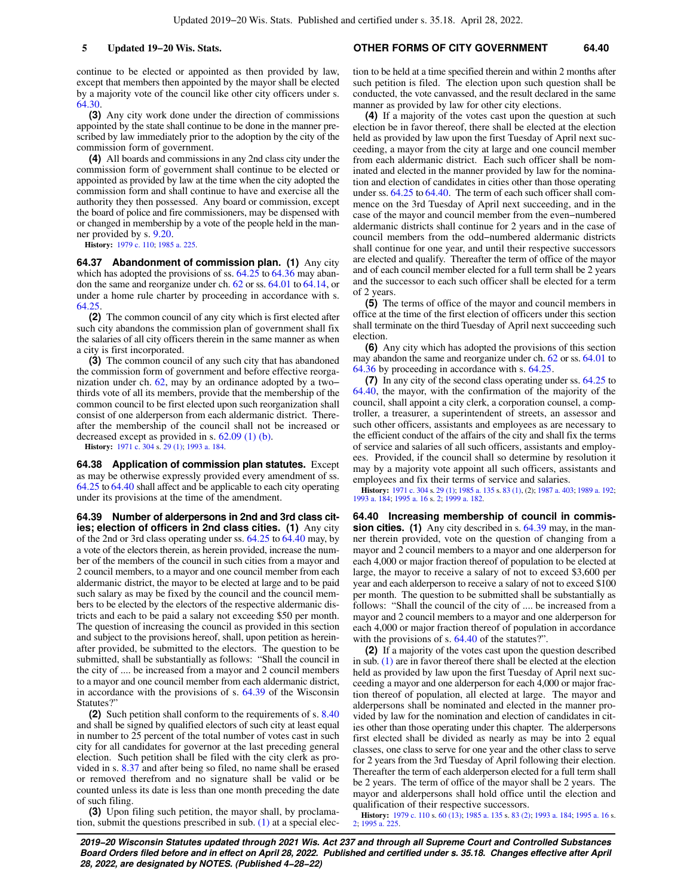continue to be elected or appointed as then provided by law, except that members then appointed by the mayor shall be elected by a majority vote of the council like other city officers under s. 64.30.

**(3)** Any city work done under the direction of commissions appointed by the state shall continue to be done in the manner prescribed by law immediately prior to the adoption by the city of the commission form of government.

**(4)** All boards and commissions in any 2nd class city under the commission form of government shall continue to be elected or appointed as provided by law at the time when the city adopted the commission form and shall continue to have and exercise all the authority they then possessed. Any board or commission, except the board of police and fire commissioners, may be dispensed with or changed in membership by a vote of the people held in the manner provided by s. 9.20.

**History:** 1979 c. 110; 1985 a. 225.

**64.37 Abandonment of commission plan.** **(1)** Any city which has adopted the provisions of ss. 64.25 to 64.36 may abandon the same and reorganize under ch. 62 or ss. 64.01 to 64.14, or under a home rule charter by proceeding in accordance with s. 64.25.

**(2)** The common council of any city which is first elected after such city abandons the commission plan of government shall fix the salaries of all city officers therein in the same manner as when a city is first incorporated.

**(3)** The common council of any such city that has abandoned the commission form of government and before effective reorganization under ch. 62, may by an ordinance adopted by a two−thirds vote of all its members, provide that the membership of the common council to be first elected upon such reorganization shall consist of one alderperson from each aldermanic district. Thereafter the membership of the council shall not be increased or decreased except as provided in s. 62.09 (1) (b).

**History:** 1971 c. 304 s. 29 (1); 1993 a. 184.

**64.38 Application of commission plan statutes.** Except as may be otherwise expressly provided every amendment of ss. 64.25 to 64.40 shall affect and be applicable to each city operating under its provisions at the time of the amendment.

**64.39 Number of alderpersons in 2nd and 3rd class cities; election of officers in 2nd class cities.** **(1)** Any city of the 2nd or 3rd class operating under ss. 64.25 to 64.40 may, by a vote of the electors therein, as herein provided, increase the number of the members of the council in such cities from a mayor and 2 council members, to a mayor and one council member from each aldermanic district, the mayor to be elected at large and to be paid such salary as may be fixed by the council and the council members to be elected by the electors of the respective aldermanic districts and each to be paid a salary not exceeding $50 per month. The question of increasing the council as provided in this section and subject to the provisions hereof, shall, upon petition as hereinafter provided, be submitted to the electors. The question to be submitted, shall be substantially as follows: "Shall the council in the city of .... be increased from a mayor and 2 council members to a mayor and one council member from each aldermanic district, in accordance with the provisions of s. 64.39 of the Wisconsin Statutes?"

**(2)** Such petition shall conform to the requirements of s. 8.40 and shall be signed by qualified electors of such city at least equal in number to 25 percent of the total number of votes cast in such city for all candidates for governor at the last preceding general election. Such petition shall be filed with the city clerk as provided in s. 8.37 and after being so filed, no name shall be erased or removed therefrom and no signature shall be valid or be counted unless its date is less than one month preceding the date of such filing.

**(3)** Upon filing such petition, the mayor shall, by proclamation, submit the questions prescribed in sub. (1) at a special election to be held at a time specified therein and within 2 months after such petition is filed. The election upon such question shall be conducted, the vote canvassed, and the result declared in the same manner as provided by law for other city elections.

**(4)** If a majority of the votes cast upon the question at such election be in favor thereof, there shall be elected at the election held as provided by law upon the first Tuesday of April next succeeding, a mayor from the city at large and one council member from each aldermanic district. Each such officer shall be nominated and elected in the manner provided by law for the nomination and election of candidates in cities other than those operating under ss. 64.25 to 64.40. The term of each such officer shall commence on the 3rd Tuesday of April next succeeding, and in the case of the mayor and council member from the even−numbered aldermanic districts shall continue for 2 years and in the case of council members from the odd−numbered aldermanic districts shall continue for one year, and until their respective successors are elected and qualify. Thereafter the term of office of the mayor and of each council member elected for a full term shall be 2 years and the successor to each such officer shall be elected for a term of 2 years.

**(5)** The terms of office of the mayor and council members in office at the time of the first election of officers under this section shall terminate on the third Tuesday of April next succeeding such election.

**(6)** Any city which has adopted the provisions of this section may abandon the same and reorganize under ch. 62 or ss. 64.01 to 64.36 by proceeding in accordance with s. 64.25.

**(7)** In any city of the second class operating under ss. 64.25 to 64.40, the mayor, with the confirmation of the majority of the council, shall appoint a city clerk, a corporation counsel, a comptroller, a treasurer, a superintendent of streets, an assessor and such other officers, assistants and employees as are necessary to the efficient conduct of the affairs of the city and shall fix the terms of service and salaries of all such officers, assistants and employees. Provided, if the council shall so determine by resolution it may by a majority vote appoint all such officers, assistants and employees and fix their terms of service and salaries.

**History:** 1971 c. 304 s. 29 (1); 1985 a. 135 s. 83 (1), (2); 1987 a. 403; 1989 a. 192; 1993 a. 184; 1995 a. 16 s. 2; 1999 a. 182.

**64.40 Increasing membership of council in commission cities.** **(1)** Any city described in s. 64.39 may, in the manner therein provided, vote on the question of changing from a mayor and 2 council members to a mayor and one alderperson for each 4,000 or major fraction thereof of population to be elected at large, the mayor to receive a salary of not to exceed $3,600 per year and each alderperson to receive a salary of not to exceed $100 per month. The question to be submitted shall be substantially as follows: "Shall the council of the city of .... be increased from a mayor and 2 council members to a mayor and one alderperson for each 4,000 or major fraction thereof of population in accordance with the provisions of s. 64.40 of the statutes?".

**(2)** If a majority of the votes cast upon the question described in sub. (1) are in favor thereof there shall be elected at the election held as provided by law upon the first Tuesday of April next succeeding a mayor and one alderperson for each 4,000 or major fraction thereof of population, all elected at large. The mayor and alderpersons shall be nominated and elected in the manner provided by law for the nomination and election of candidates in cities other than those operating under this chapter. The alderpersons first elected shall be divided as nearly as may be into 2 equal classes, one class to serve for one year and the other class to serve for 2 years from the 3rd Tuesday of April following their election. Thereafter the term of each alderperson elected for a full term shall be 2 years. The term of office of the mayor shall be 2 years. The mayor and alderpersons shall hold office until the election and qualification of their respective successors.

**History:** 1979 c. 110 s. 60 (13); 1985 a. 135 s. 83 (2); 1993 a. 184; 1995 a. 16 s. 2; 1995 a. 225.